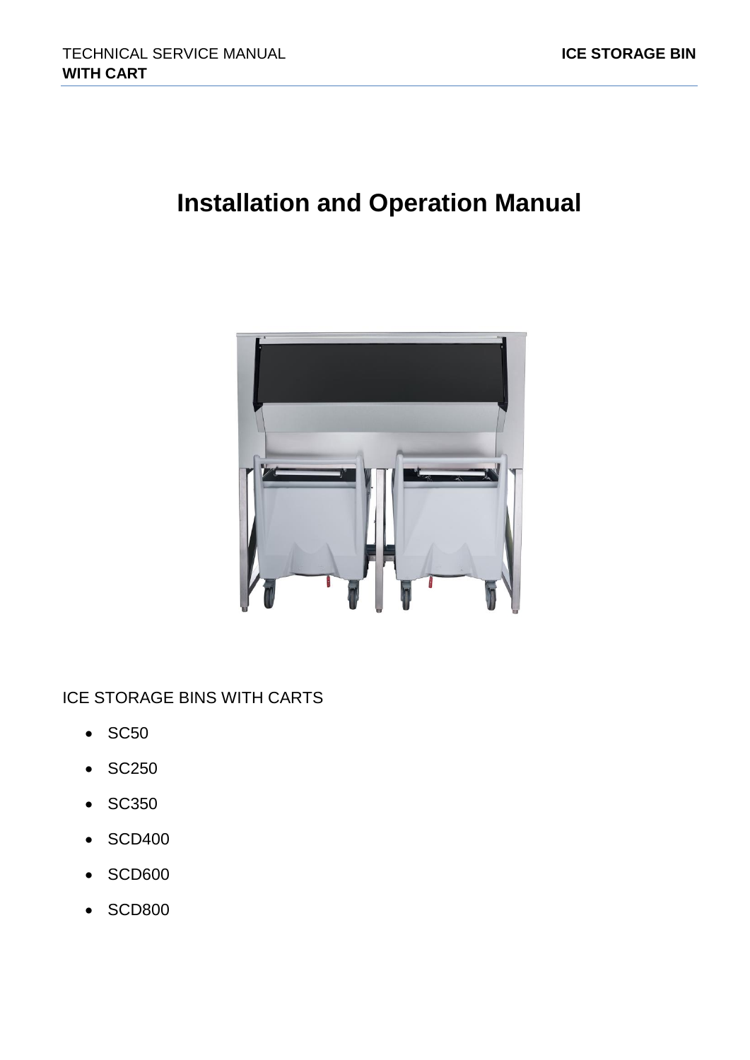# Installation and Operation Manual

ICE STORAGE BINS WITH CARTS

- SC50
- SC250
- SC350
- SCD400
- SCD600
- SCD800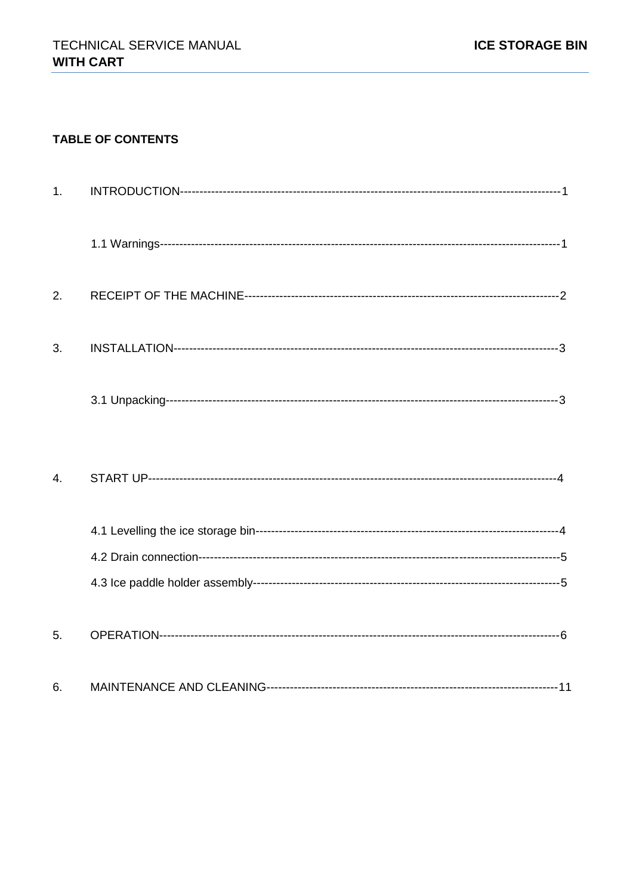## TABLE OF CONTENTS

1. INTRODUCTION------------------------------------------------------------------------------------------------1

    1.1 Warnings--------------------------------------------------------------------------------------------------------1

2. RECEIPT OF THE MACHINE-------------------------------------------------------------------------------2

3. INSTALLATION-----------------------------------------------------------------------------------------------3

    3.1 Unpacking-----------------------------------------------------------------------------------------------------3

4. START UP-------------------------------------------------------------------------------------------------------4

    4.1 Levelling the ice storage bin---------------------------------------------------------------------------4

    4.2 Drain connection-------------------------------------------------------------------------------------------5

    4.3 Ice paddle holder assembly----------------------------------------------------------------------------5

5. OPERATION----------------------------------------------------------------------------------------------------6

6. MAINTENANCE AND CLEANING-----------------------------------------------------------------------11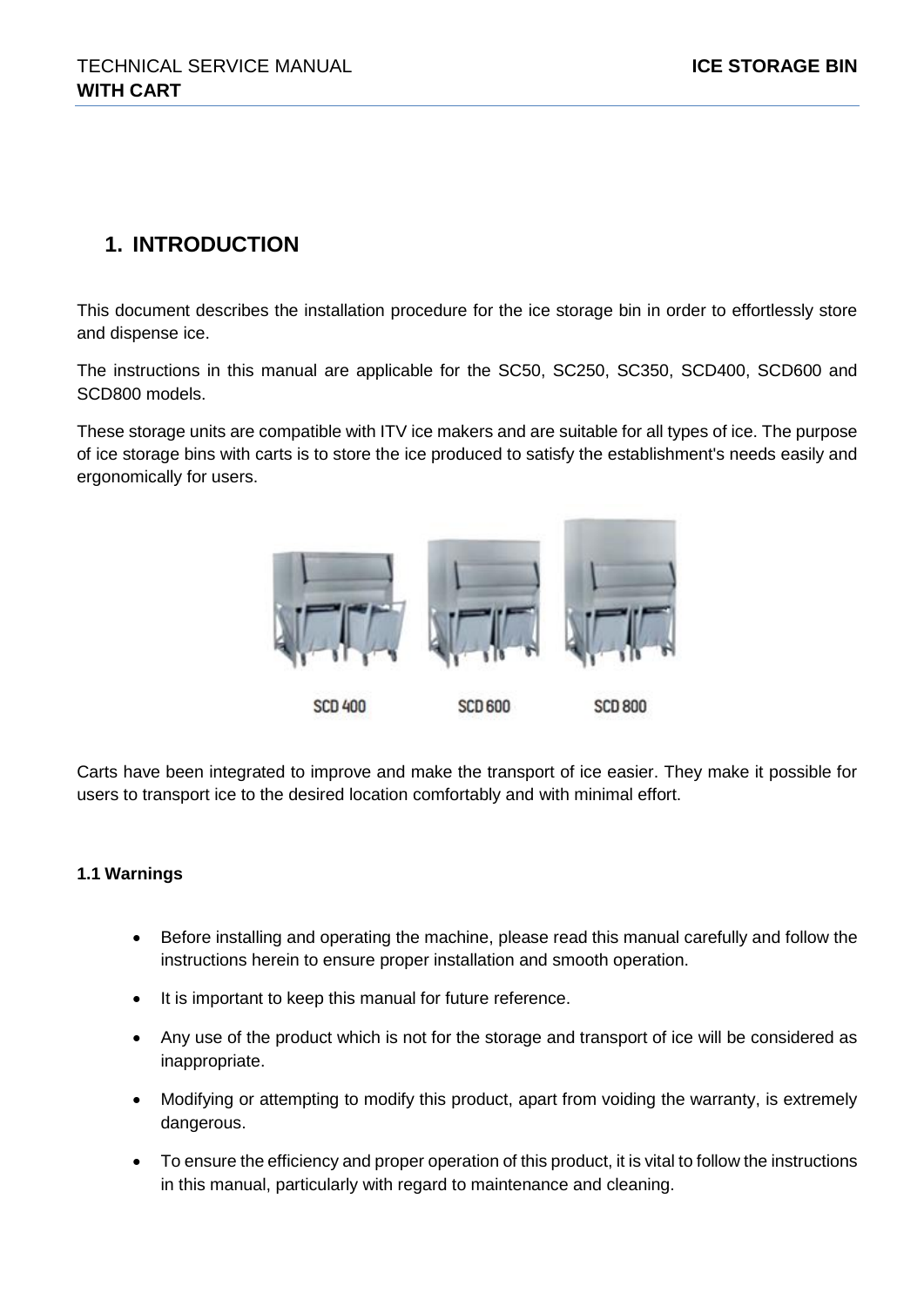# 1. INTRODUCTION

This document describes the installation procedure for the ice storage bin in order to effortlessly store and dispense ice.

The instructions in this manual are applicable for the SC50, SC250, SC350, SCD400, SCD600 and SCD800 models.

These storage units are compatible with ITV ice makers and are suitable for all types of ice. The purpose of ice storage bins with carts is to store the ice produced to satisfy the establishment's needs easily and ergonomically for users.

SCD 400 SCD 600 SCD 800

Carts have been integrated to improve and make the transport of ice easier. They make it possible for users to transport ice to the desired location comfortably and with minimal effort.

### 1.1 Warnings

- Before installing and operating the machine, please read this manual carefully and follow the instructions herein to ensure proper installation and smooth operation.
- It is important to keep this manual for future reference.
- Any use of the product which is not for the storage and transport of ice will be considered as inappropriate.
- Modifying or attempting to modify this product, apart from voiding the warranty, is extremely dangerous.
- To ensure the efficiency and proper operation of this product, it is vital to follow the instructions in this manual, particularly with regard to maintenance and cleaning.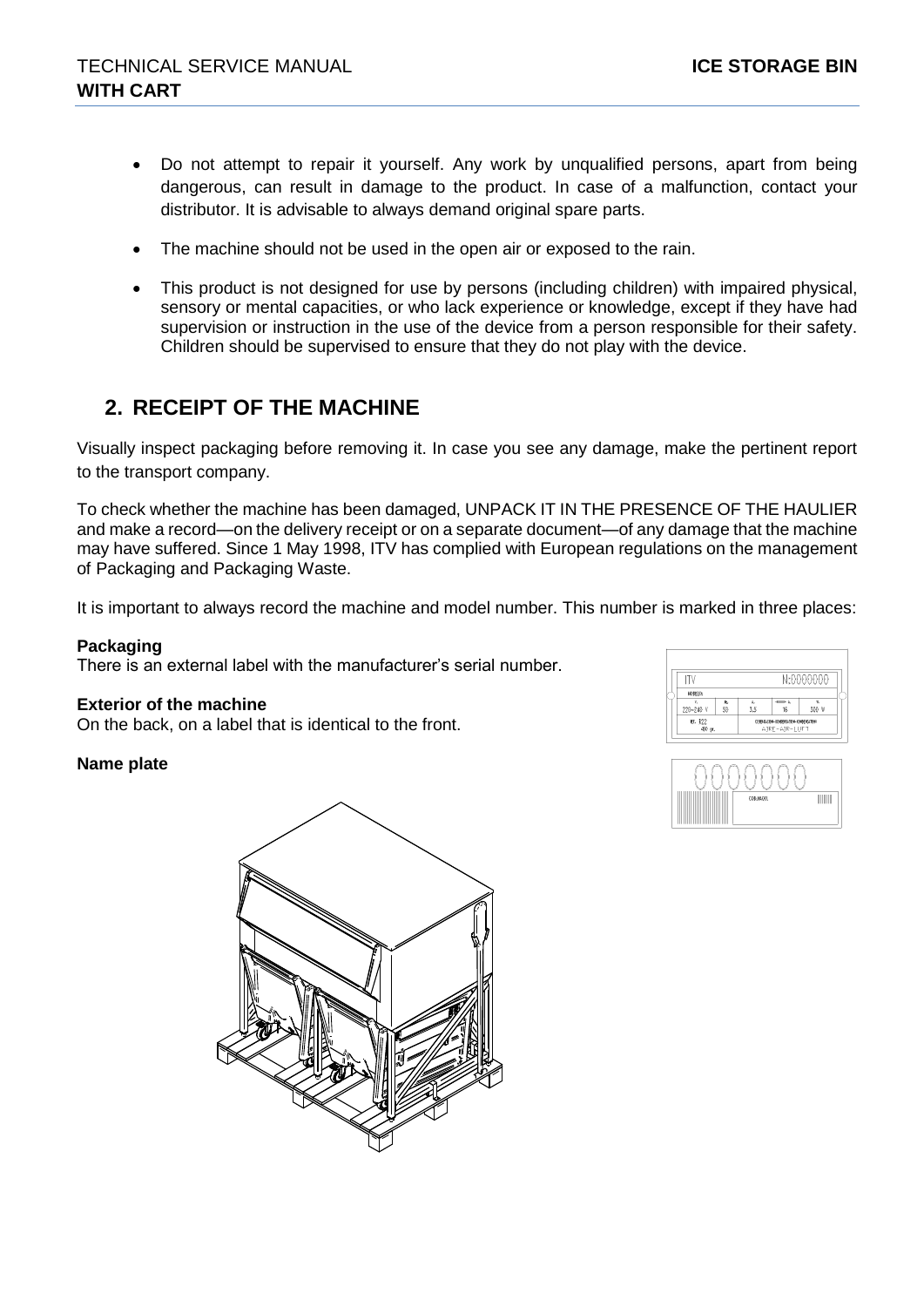- Do not attempt to repair it yourself. Any work by unqualified persons, apart from being dangerous, can result in damage to the product. In case of a malfunction, contact your distributor. It is advisable to always demand original spare parts.
- The machine should not be used in the open air or exposed to the rain.
- This product is not designed for use by persons (including children) with impaired physical, sensory or mental capacities, or who lack experience or knowledge, except if they have had supervision or instruction in the use of the device from a person responsible for their safety. Children should be supervised to ensure that they do not play with the device.

## 2. RECEIPT OF THE MACHINE

Visually inspect packaging before removing it. In case you see any damage, make the pertinent report to the transport company.

To check whether the machine has been damaged, UNPACK IT IN THE PRESENCE OF THE HAULIER and make a record—on the delivery receipt or on a separate document—of any damage that the machine may have suffered. Since 1 May 1998, ITV has complied with European regulations on the management of Packaging and Packaging Waste.

It is important to always record the machine and model number. This number is marked in three places:

**Packaging**
There is an external label with the manufacturer's serial number.

**Exterior of the machine**
On the back, on a label that is identical to the front.

**Name plate**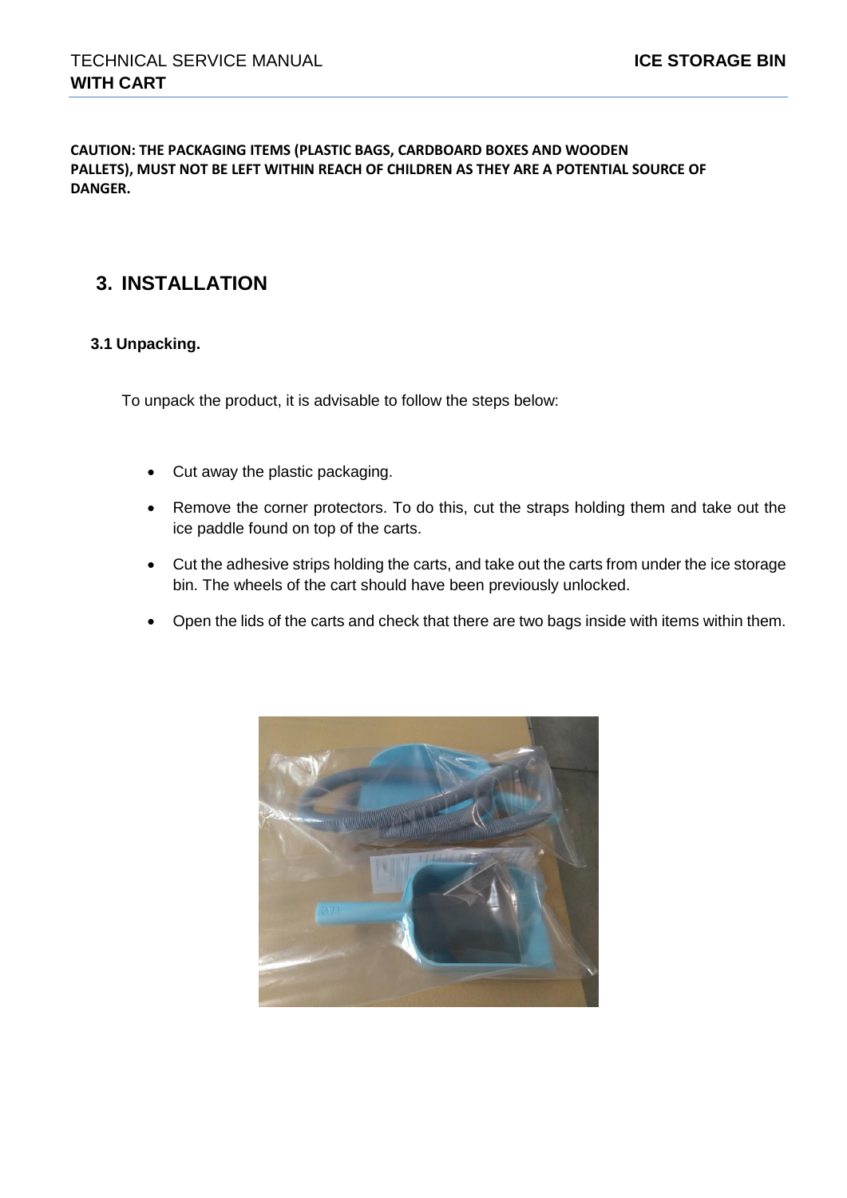**CAUTION: THE PACKAGING ITEMS (PLASTIC BAGS, CARDBOARD BOXES AND WOODEN PALLETS), MUST NOT BE LEFT WITHIN REACH OF CHILDREN AS THEY ARE A POTENTIAL SOURCE OF DANGER.**

## 3. INSTALLATION

### 3.1 Unpacking.

To unpack the product, it is advisable to follow the steps below:

- Cut away the plastic packaging.
- Remove the corner protectors. To do this, cut the straps holding them and take out the ice paddle found on top of the carts.
- Cut the adhesive strips holding the carts, and take out the carts from under the ice storage bin. The wheels of the cart should have been previously unlocked.
- Open the lids of the carts and check that there are two bags inside with items within them.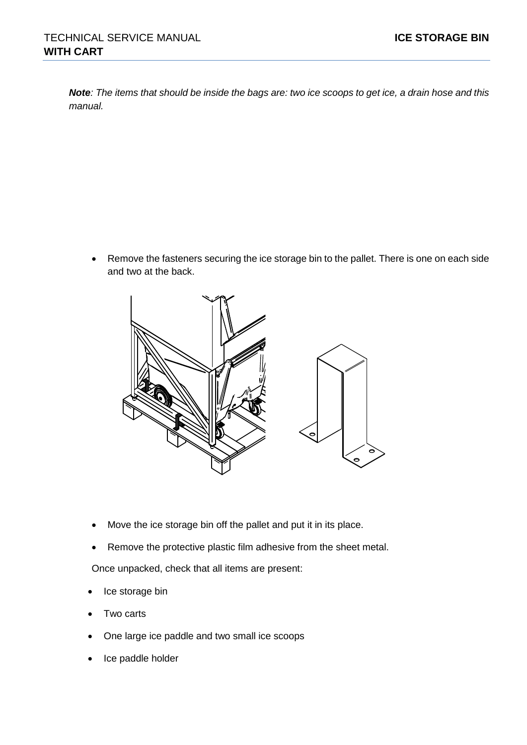***Note**: The items that should be inside the bags are: two ice scoops to get ice, a drain hose and this manual.*

- Remove the fasteners securing the ice storage bin to the pallet. There is one on each side and two at the back.

- Move the ice storage bin off the pallet and put it in its place.
- Remove the protective plastic film adhesive from the sheet metal.

Once unpacked, check that all items are present:

- Ice storage bin
- Two carts
- One large ice paddle and two small ice scoops
- Ice paddle holder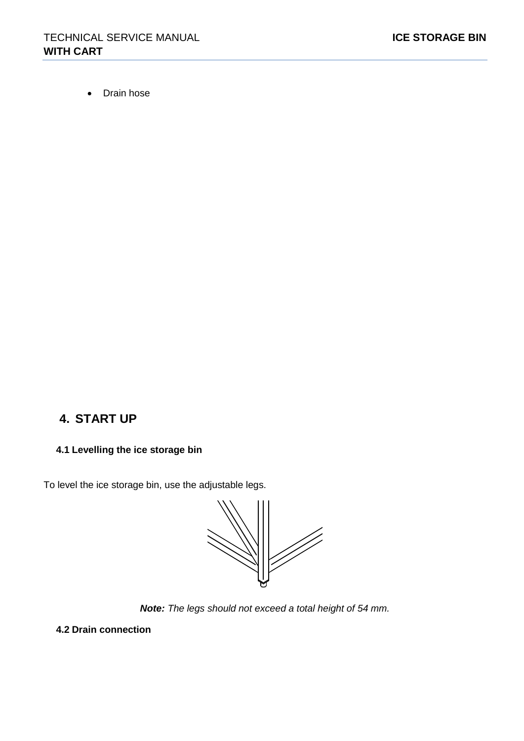- Drain hose

# 4. START UP

## 4.1 Levelling the ice storage bin

To level the ice storage bin, use the adjustable legs.

***Note:*** *The legs should not exceed a total height of 54 mm.*

## 4.2 Drain connection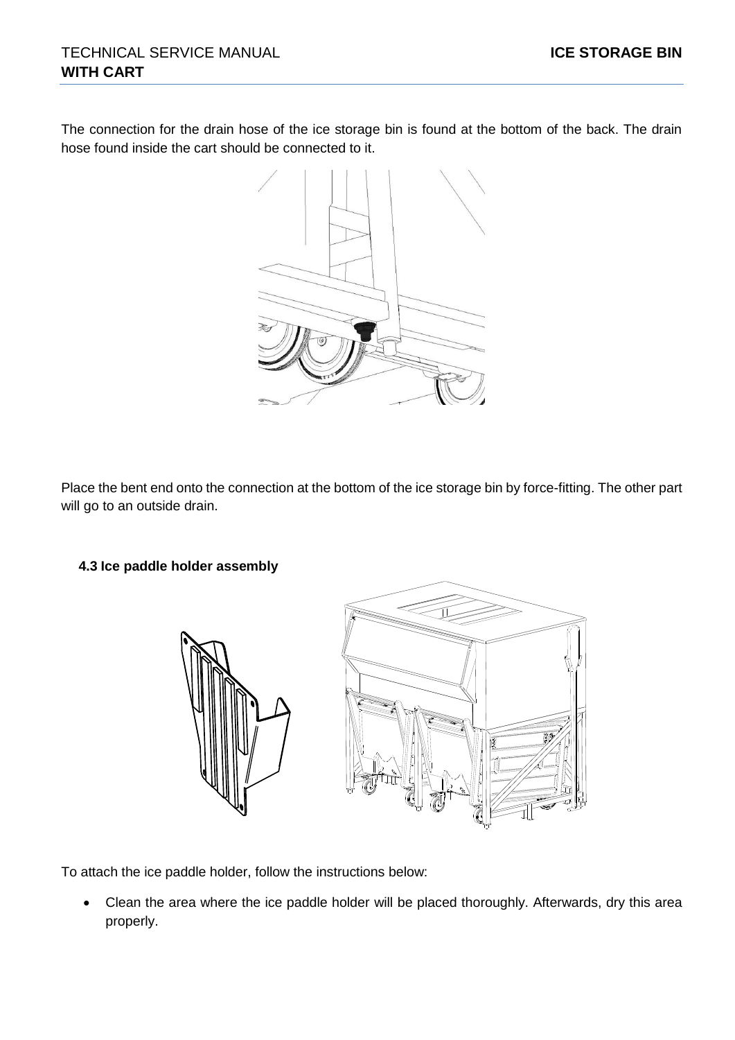The connection for the drain hose of the ice storage bin is found at the bottom of the back. The drain hose found inside the cart should be connected to it.

Place the bent end onto the connection at the bottom of the ice storage bin by force-fitting. The other part will go to an outside drain.

### 4.3 Ice paddle holder assembly

To attach the ice paddle holder, follow the instructions below:

- Clean the area where the ice paddle holder will be placed thoroughly. Afterwards, dry this area properly.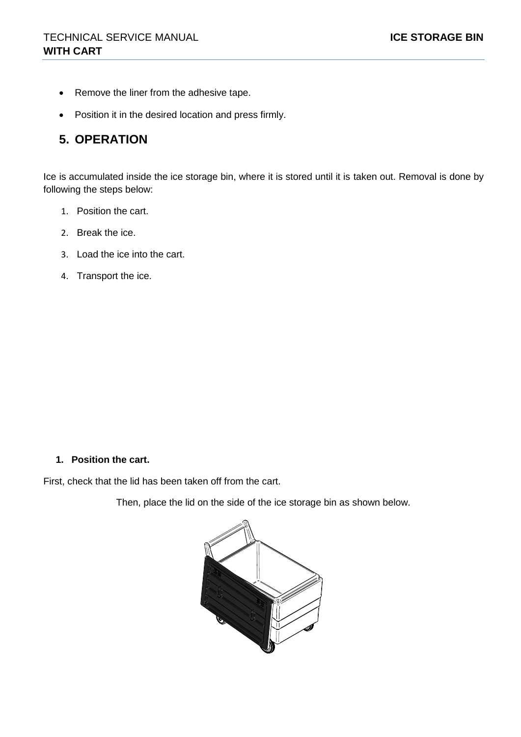- Remove the liner from the adhesive tape.
- Position it in the desired location and press firmly.

## 5. OPERATION

Ice is accumulated inside the ice storage bin, where it is stored until it is taken out. Removal is done by following the steps below:

1. Position the cart.
2. Break the ice.
3. Load the ice into the cart.
4. Transport the ice.

### 1. Position the cart.

First, check that the lid has been taken off from the cart.

Then, place the lid on the side of the ice storage bin as shown below.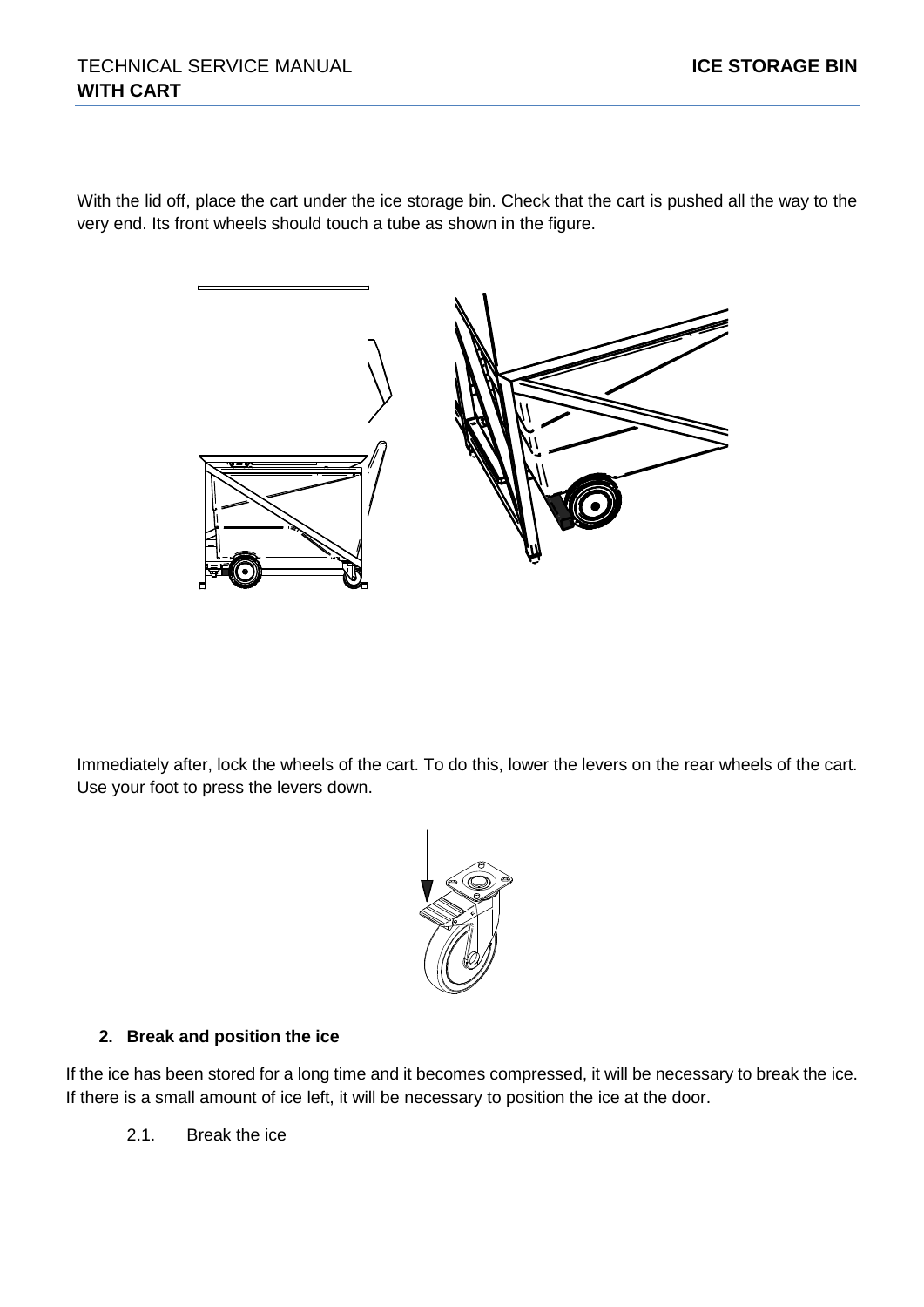With the lid off, place the cart under the ice storage bin. Check that the cart is pushed all the way to the very end. Its front wheels should touch a tube as shown in the figure.

Immediately after, lock the wheels of the cart. To do this, lower the levers on the rear wheels of the cart. Use your foot to press the levers down.

2. **Break and position the ice**

If the ice has been stored for a long time and it becomes compressed, it will be necessary to break the ice. If there is a small amount of ice left, it will be necessary to position the ice at the door.

2.1. Break the ice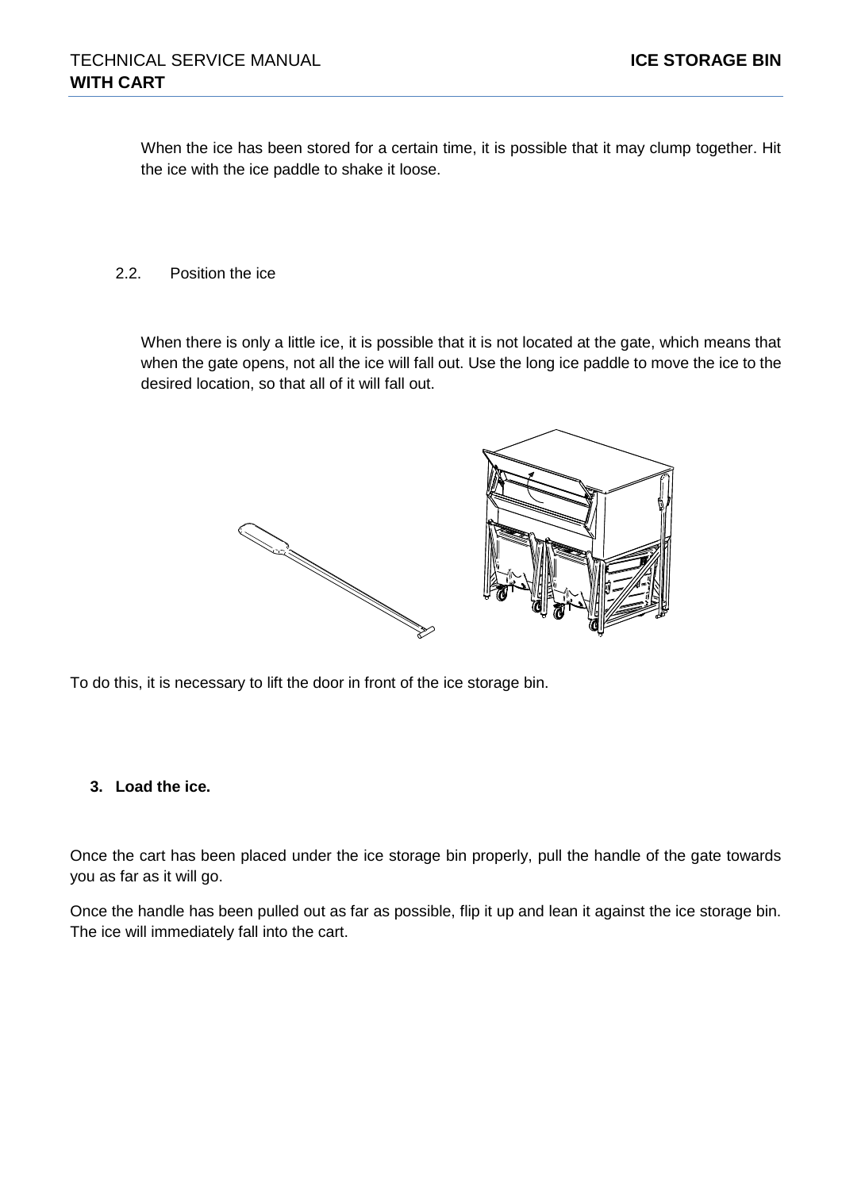When the ice has been stored for a certain time, it is possible that it may clump together. Hit the ice with the ice paddle to shake it loose.

2.2. Position the ice

When there is only a little ice, it is possible that it is not located at the gate, which means that when the gate opens, not all the ice will fall out. Use the long ice paddle to move the ice to the desired location, so that all of it will fall out.

To do this, it is necessary to lift the door in front of the ice storage bin.

3. **Load the ice.**

Once the cart has been placed under the ice storage bin properly, pull the handle of the gate towards you as far as it will go.

Once the handle has been pulled out as far as possible, flip it up and lean it against the ice storage bin. The ice will immediately fall into the cart.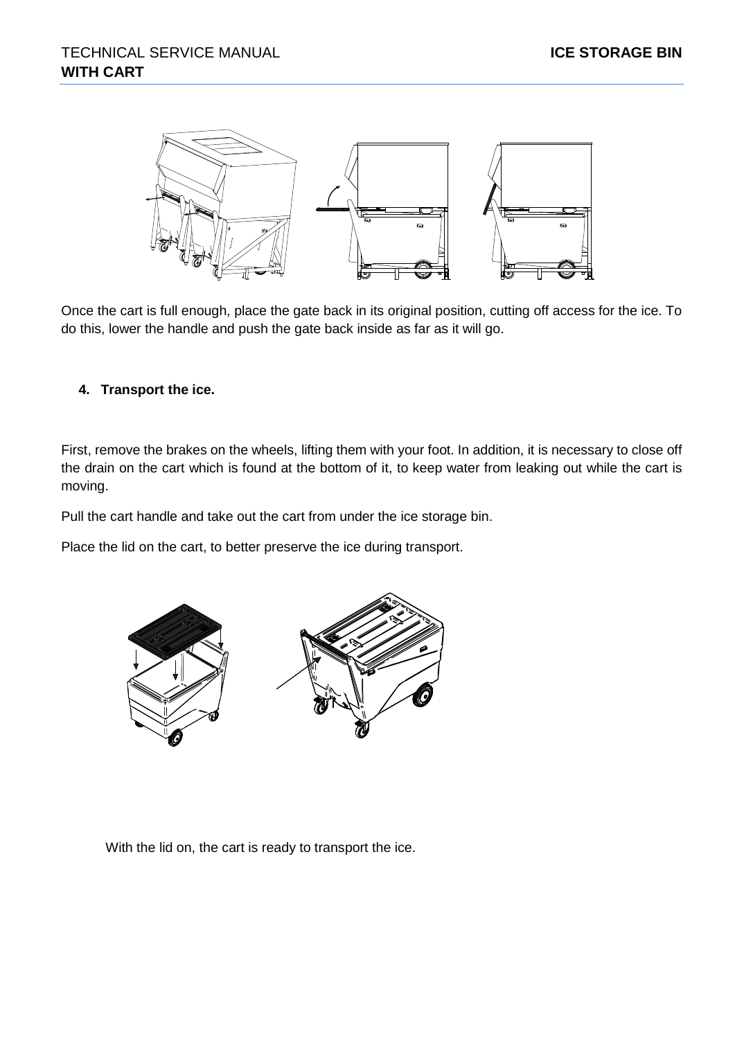Once the cart is full enough, place the gate back in its original position, cutting off access for the ice. To do this, lower the handle and push the gate back inside as far as it will go.

4. **Transport the ice.**

First, remove the brakes on the wheels, lifting them with your foot. In addition, it is necessary to close off the drain on the cart which is found at the bottom of it, to keep water from leaking out while the cart is moving.

Pull the cart handle and take out the cart from under the ice storage bin.

Place the lid on the cart, to better preserve the ice during transport.

With the lid on, the cart is ready to transport the ice.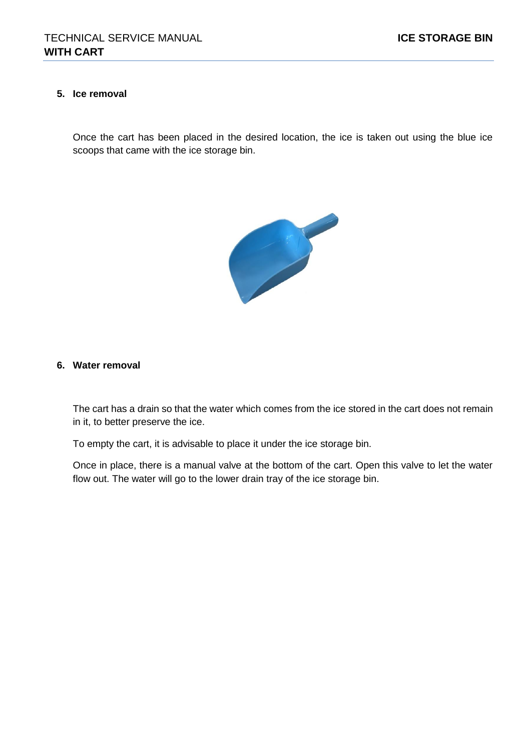## 5. Ice removal

Once the cart has been placed in the desired location, the ice is taken out using the blue ice scoops that came with the ice storage bin.

## 6. Water removal

The cart has a drain so that the water which comes from the ice stored in the cart does not remain in it, to better preserve the ice.

To empty the cart, it is advisable to place it under the ice storage bin.

Once in place, there is a manual valve at the bottom of the cart. Open this valve to let the water flow out. The water will go to the lower drain tray of the ice storage bin.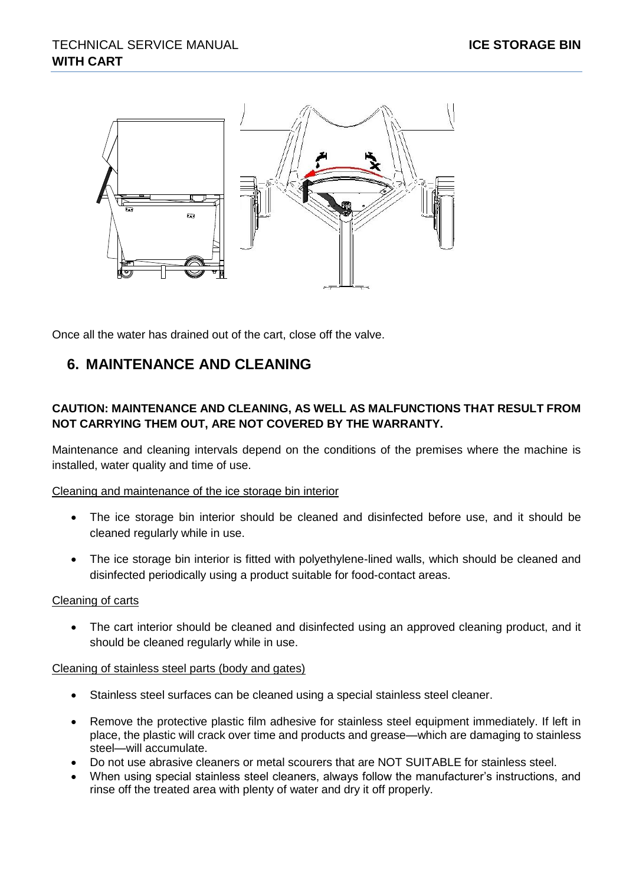Once all the water has drained out of the cart, close off the valve.

## 6. MAINTENANCE AND CLEANING

**CAUTION: MAINTENANCE AND CLEANING, AS WELL AS MALFUNCTIONS THAT RESULT FROM NOT CARRYING THEM OUT, ARE NOT COVERED BY THE WARRANTY.**

Maintenance and cleaning intervals depend on the conditions of the premises where the machine is installed, water quality and time of use.

Cleaning and maintenance of the ice storage bin interior

- The ice storage bin interior should be cleaned and disinfected before use, and it should be cleaned regularly while in use.
- The ice storage bin interior is fitted with polyethylene-lined walls, which should be cleaned and disinfected periodically using a product suitable for food-contact areas.

Cleaning of carts

- The cart interior should be cleaned and disinfected using an approved cleaning product, and it should be cleaned regularly while in use.

Cleaning of stainless steel parts (body and gates)

- Stainless steel surfaces can be cleaned using a special stainless steel cleaner.
- Remove the protective plastic film adhesive for stainless steel equipment immediately. If left in place, the plastic will crack over time and products and grease—which are damaging to stainless steel—will accumulate.
- Do not use abrasive cleaners or metal scourers that are NOT SUITABLE for stainless steel.
- When using special stainless steel cleaners, always follow the manufacturer's instructions, and rinse off the treated area with plenty of water and dry it off properly.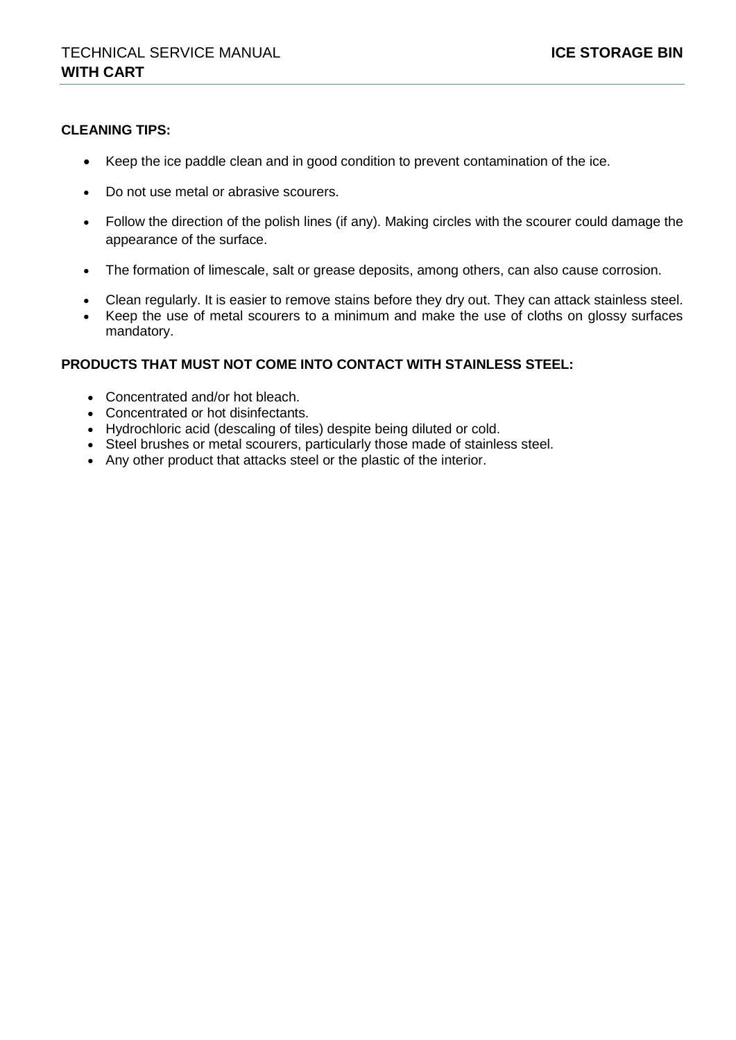**CLEANING TIPS:**

- Keep the ice paddle clean and in good condition to prevent contamination of the ice.
- Do not use metal or abrasive scourers.
- Follow the direction of the polish lines (if any). Making circles with the scourer could damage the appearance of the surface.
- The formation of limescale, salt or grease deposits, among others, can also cause corrosion.
- Clean regularly. It is easier to remove stains before they dry out. They can attack stainless steel.
- Keep the use of metal scourers to a minimum and make the use of cloths on glossy surfaces mandatory.

**PRODUCTS THAT MUST NOT COME INTO CONTACT WITH STAINLESS STEEL:**

- Concentrated and/or hot bleach.
- Concentrated or hot disinfectants.
- Hydrochloric acid (descaling of tiles) despite being diluted or cold.
- Steel brushes or metal scourers, particularly those made of stainless steel.
- Any other product that attacks steel or the plastic of the interior.